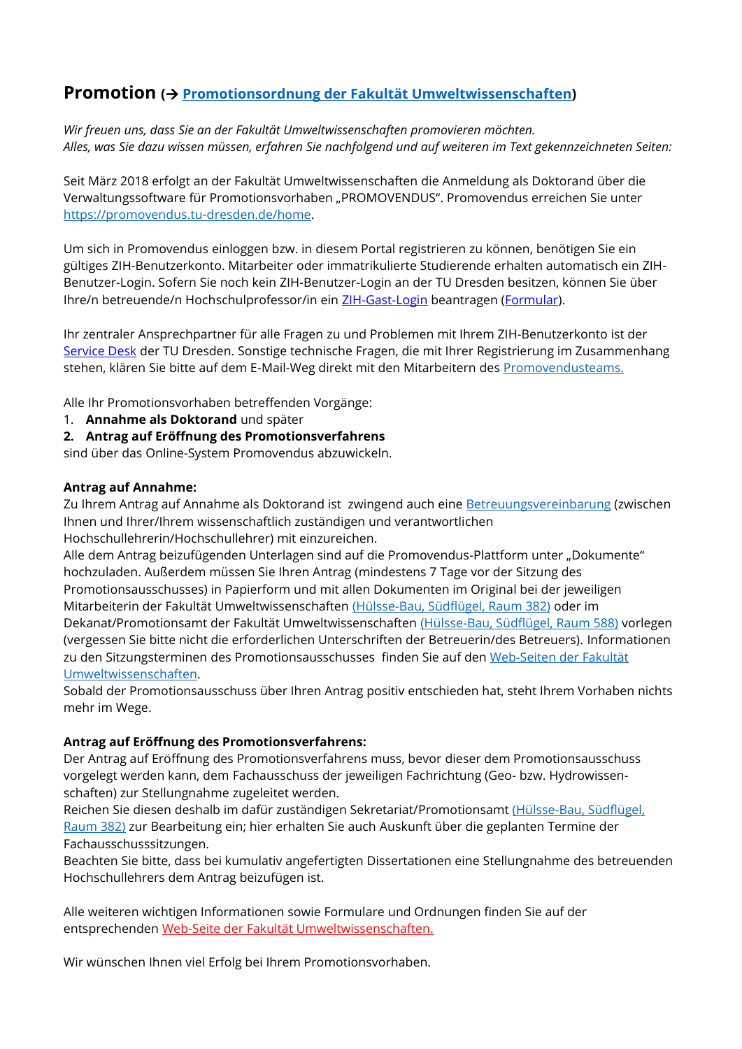# Promotion (→ Promotionsordnung der Fakultät Umweltwissenschaften)

*Wir freuen uns, dass Sie an der Fakultät Umweltwissenschaften promovieren möchten.*
*Alles, was Sie dazu wissen müssen, erfahren Sie nachfolgend und auf weiteren im Text gekennzeichneten Seiten:*

Seit März 2018 erfolgt an der Fakultät Umweltwissenschaften die Anmeldung als Doktorand über die Verwaltungssoftware für Promotionsvorhaben „PROMOVENDUS". Promovendus erreichen Sie unter https://promovendus.tu-dresden.de/home.

Um sich in Promovendus einloggen bzw. in diesem Portal registrieren zu können, benötigen Sie ein gültiges ZIH-Benutzerkonto. Mitarbeiter oder immatrikulierte Studierende erhalten automatisch ein ZIH-Benutzer-Login. Sofern Sie noch kein ZIH-Benutzer-Login an der TU Dresden besitzen, können Sie über Ihre/n betreuende/n Hochschulprofessor/in ein ZIH-Gast-Login beantragen (Formular).

Ihr zentraler Ansprechpartner für alle Fragen zu und Problemen mit Ihrem ZIH-Benutzerkonto ist der Service Desk der TU Dresden. Sonstige technische Fragen, die mit Ihrer Registrierung im Zusammenhang stehen, klären Sie bitte auf dem E-Mail-Weg direkt mit den Mitarbeitern des Promovendusteams.

Alle Ihr Promotionsvorhaben betreffenden Vorgänge:

1. **Annahme als Doktorand** und später
2. **Antrag auf Eröffnung des Promotionsverfahrens**

sind über das Online-System Promovendus abzuwickeln.

**Antrag auf Annahme:**
Zu Ihrem Antrag auf Annahme als Doktorand ist zwingend auch eine Betreuungsvereinbarung (zwischen Ihnen und Ihrer/Ihrem wissenschaftlich zuständigen und verantwortlichen Hochschullehrerin/Hochschullehrer) mit einzureichen.
Alle dem Antrag beizufügenden Unterlagen sind auf die Promovendus-Plattform unter „Dokumente" hochzuladen. Außerdem müssen Sie Ihren Antrag (mindestens 7 Tage vor der Sitzung des Promotionsausschusses) in Papierform und mit allen Dokumenten im Original bei der jeweiligen Mitarbeiterin der Fakultät Umweltwissenschaften (Hülsse-Bau, Südflügel, Raum 382) oder im Dekanat/Promotionsamt der Fakultät Umweltwissenschaften (Hülsse-Bau, Südflügel, Raum 588) vorlegen (vergessen Sie bitte nicht die erforderlichen Unterschriften der Betreuerin/des Betreuers). Informationen zu den Sitzungsterminen des Promotionsausschusses finden Sie auf den Web-Seiten der Fakultät Umweltwissenschaften.
Sobald der Promotionsausschuss über Ihren Antrag positiv entschieden hat, steht Ihrem Vorhaben nichts mehr im Wege.

**Antrag auf Eröffnung des Promotionsverfahrens:**
Der Antrag auf Eröffnung des Promotionsverfahrens muss, bevor dieser dem Promotionsausschuss vorgelegt werden kann, dem Fachausschuss der jeweiligen Fachrichtung (Geo- bzw. Hydrowissenschaften) zur Stellungnahme zugeleitet werden.
Reichen Sie diesen deshalb im dafür zuständigen Sekretariat/Promotionsamt (Hülsse-Bau, Südflügel, Raum 382) zur Bearbeitung ein; hier erhalten Sie auch Auskunft über die geplanten Termine der Fachausschusssitzungen.
Beachten Sie bitte, dass bei kumulativ angefertigten Dissertationen eine Stellungnahme des betreuenden Hochschullehrers dem Antrag beizufügen ist.

Alle weiteren wichtigen Informationen sowie Formulare und Ordnungen finden Sie auf der entsprechenden Web-Seite der Fakultät Umweltwissenschaften.

Wir wünschen Ihnen viel Erfolg bei Ihrem Promotionsvorhaben.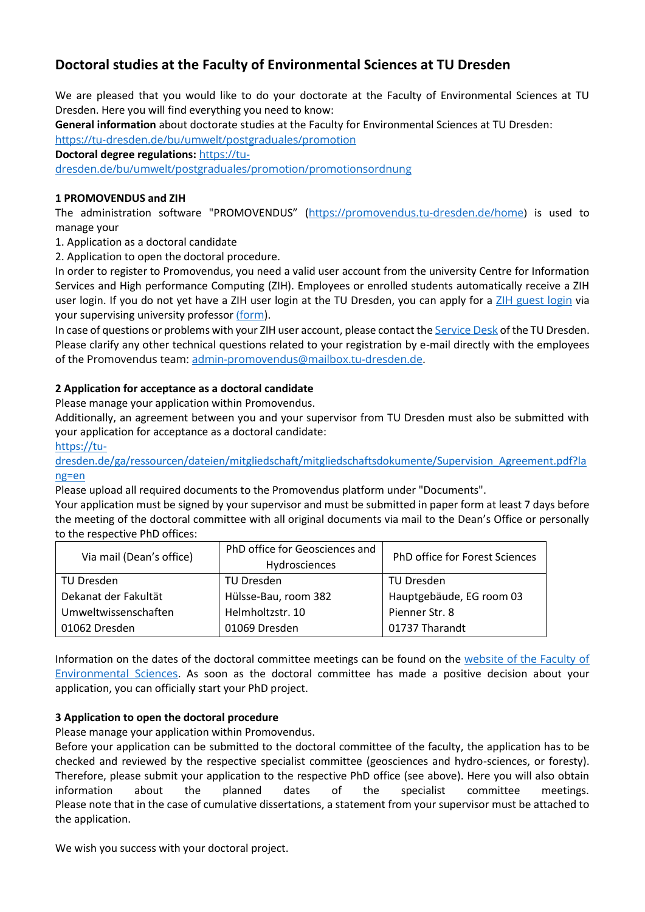# Doctoral studies at the Faculty of Environmental Sciences at TU Dresden

We are pleased that you would like to do your doctorate at the Faculty of Environmental Sciences at TU Dresden. Here you will find everything you need to know:
**General information** about doctorate studies at the Faculty for Environmental Sciences at TU Dresden: https://tu-dresden.de/bu/umwelt/postgraduales/promotion
**Doctoral degree regulations:** https://tu-dresden.de/bu/umwelt/postgraduales/promotion/promotionsordnung

**1 PROMOVENDUS and ZIH**
The administration software "PROMOVENDUS" (https://promovendus.tu-dresden.de/home) is used to manage your

1. Application as a doctoral candidate
2. Application to open the doctoral procedure.

In order to register to Promovendus, you need a valid user account from the university Centre for Information Services and High performance Computing (ZIH). Employees or enrolled students automatically receive a ZIH user login. If you do not yet have a ZIH user login at the TU Dresden, you can apply for a ZIH guest login via your supervising university professor (form).
In case of questions or problems with your ZIH user account, please contact the Service Desk of the TU Dresden. Please clarify any other technical questions related to your registration by e-mail directly with the employees of the Promovendus team: admin-promovendus@mailbox.tu-dresden.de.

**2 Application for acceptance as a doctoral candidate**
Please manage your application within Promovendus.
Additionally, an agreement between you and your supervisor from TU Dresden must also be submitted with your application for acceptance as a doctoral candidate:
https://tu-dresden.de/ga/ressourcen/dateien/mitgliedschaft/mitgliedschaftsdokumente/Supervision_Agreement.pdf?lang=en
Please upload all required documents to the Promovendus platform under "Documents".
Your application must be signed by your supervisor and must be submitted in paper form at least 7 days before the meeting of the doctoral committee with all original documents via mail to the Dean's Office or personally to the respective PhD offices:

| Via mail (Dean's office) | PhD office for Geosciences and Hydrosciences | PhD office for Forest Sciences |
|---|---|---|
| TU Dresden<br>Dekanat der Fakultät Umweltwissenschaften<br>01062 Dresden | TU Dresden<br>Hülsse-Bau, room 382<br>Helmholtzstr. 10<br>01069 Dresden | TU Dresden<br>Hauptgebäude, EG room 03<br>Pienner Str. 8<br>01737 Tharandt |

Information on the dates of the doctoral committee meetings can be found on the website of the Faculty of Environmental Sciences. As soon as the doctoral committee has made a positive decision about your application, you can officially start your PhD project.

**3 Application to open the doctoral procedure**
Please manage your application within Promovendus.
Before your application can be submitted to the doctoral committee of the faculty, the application has to be checked and reviewed by the respective specialist committee (geosciences and hydro-sciences, or foresty). Therefore, please submit your application to the respective PhD office (see above). Here you will also obtain information about the planned dates of the specialist committee meetings.
Please note that in the case of cumulative dissertations, a statement from your supervisor must be attached to the application.

We wish you success with your doctoral project.